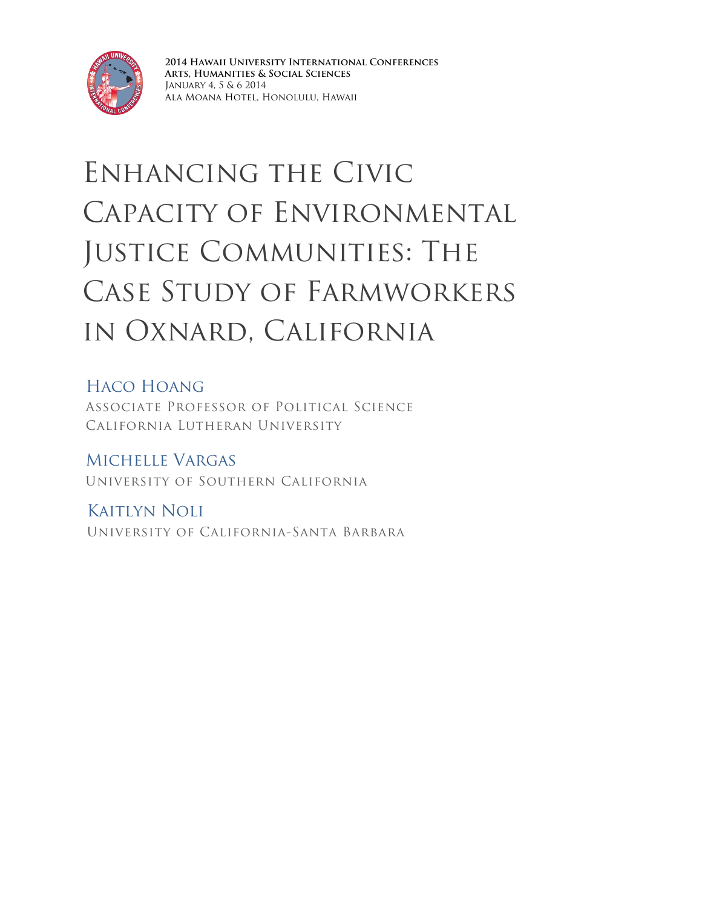**2014 Hawaii University International Conferences**
**Arts, Humanities & Social Sciences**
January 4, 5 & 6 2014
Ala Moana Hotel, Honolulu, Hawaii

# Enhancing the Civic Capacity of Environmental Justice Communities: The Case Study of Farmworkers in Oxnard, California

Haco Hoang
Associate Professor of Political Science
California Lutheran University

Michelle Vargas
University of Southern California

Kaitlyn Noli
University of California-Santa Barbara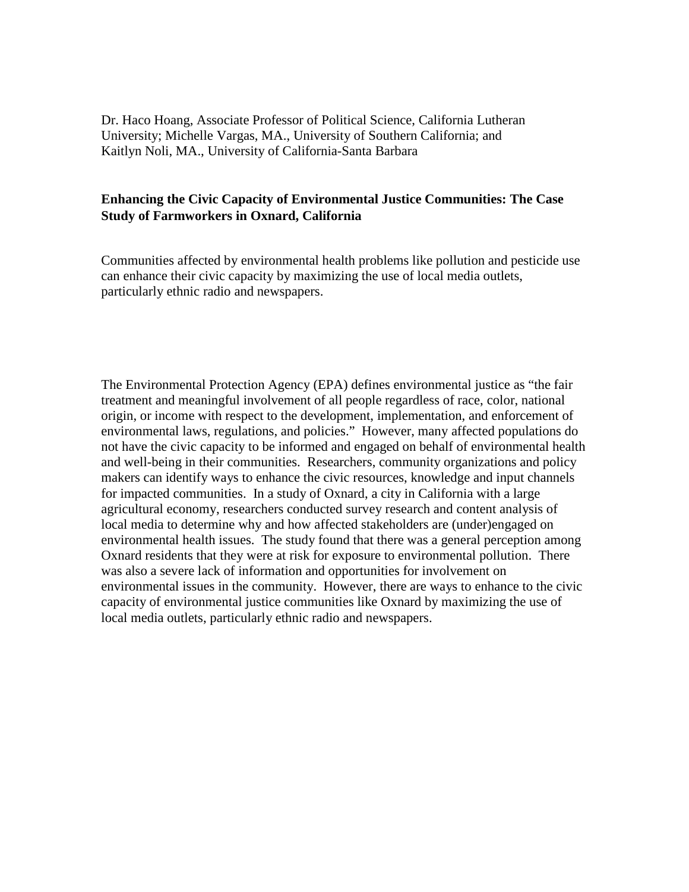Dr. Haco Hoang, Associate Professor of Political Science, California Lutheran University; Michelle Vargas, MA., University of Southern California; and Kaitlyn Noli, MA., University of California-Santa Barbara

**Enhancing the Civic Capacity of Environmental Justice Communities: The Case Study of Farmworkers in Oxnard, California**

Communities affected by environmental health problems like pollution and pesticide use can enhance their civic capacity by maximizing the use of local media outlets, particularly ethnic radio and newspapers.

The Environmental Protection Agency (EPA) defines environmental justice as "the fair treatment and meaningful involvement of all people regardless of race, color, national origin, or income with respect to the development, implementation, and enforcement of environmental laws, regulations, and policies." However, many affected populations do not have the civic capacity to be informed and engaged on behalf of environmental health and well-being in their communities. Researchers, community organizations and policy makers can identify ways to enhance the civic resources, knowledge and input channels for impacted communities. In a study of Oxnard, a city in California with a large agricultural economy, researchers conducted survey research and content analysis of local media to determine why and how affected stakeholders are (under)engaged on environmental health issues. The study found that there was a general perception among Oxnard residents that they were at risk for exposure to environmental pollution. There was also a severe lack of information and opportunities for involvement on environmental issues in the community. However, there are ways to enhance to the civic capacity of environmental justice communities like Oxnard by maximizing the use of local media outlets, particularly ethnic radio and newspapers.